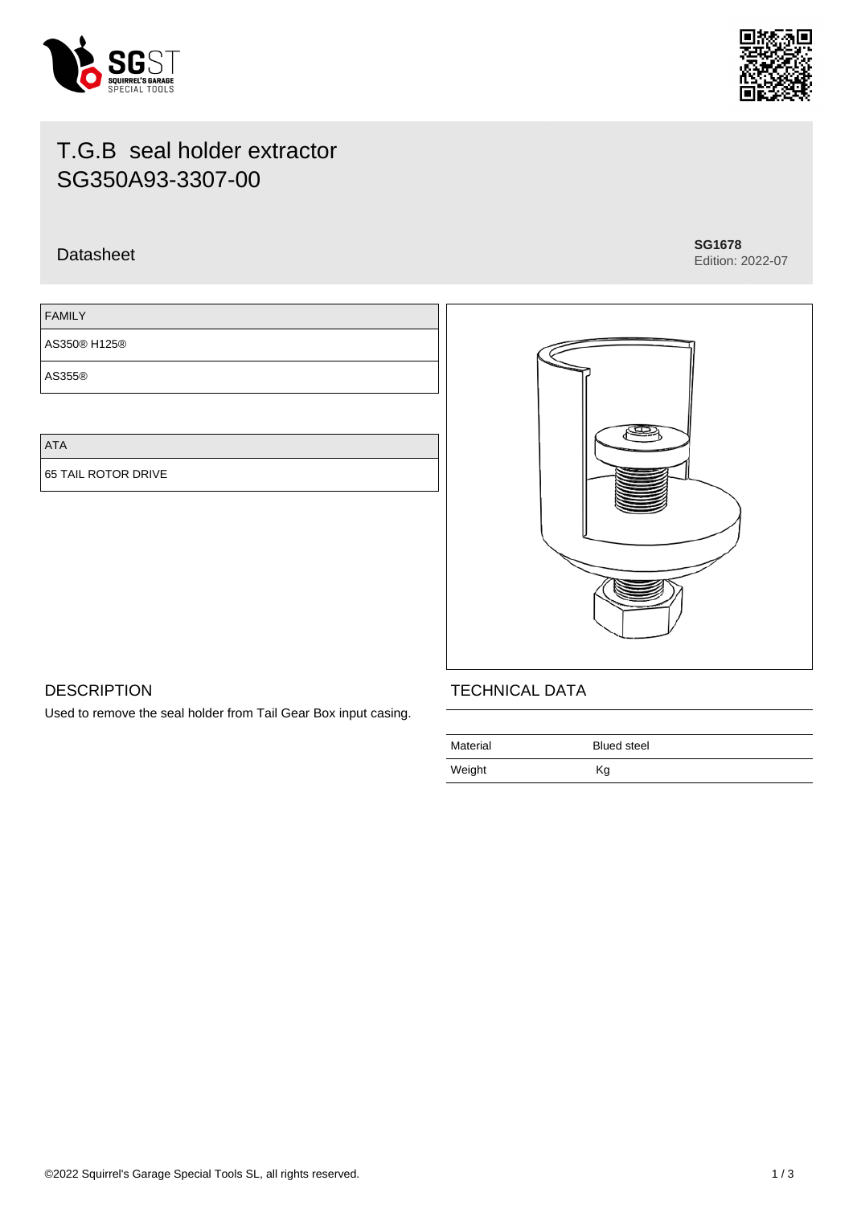# T.G.B seal holder extractor SG350A93-3307-00

Datasheet

**SG1678**
Edition: 2022-07

| FAMILY |
|---|
| AS350® H125® |
| AS355® |

| ATA |
|---|
| 65 TAIL ROTOR DRIVE |

## DESCRIPTION

Used to remove the seal holder from Tail Gear Box input casing.

## TECHNICAL DATA

| | |
|---|---|
| Material | Blued steel |
| Weight | Kg |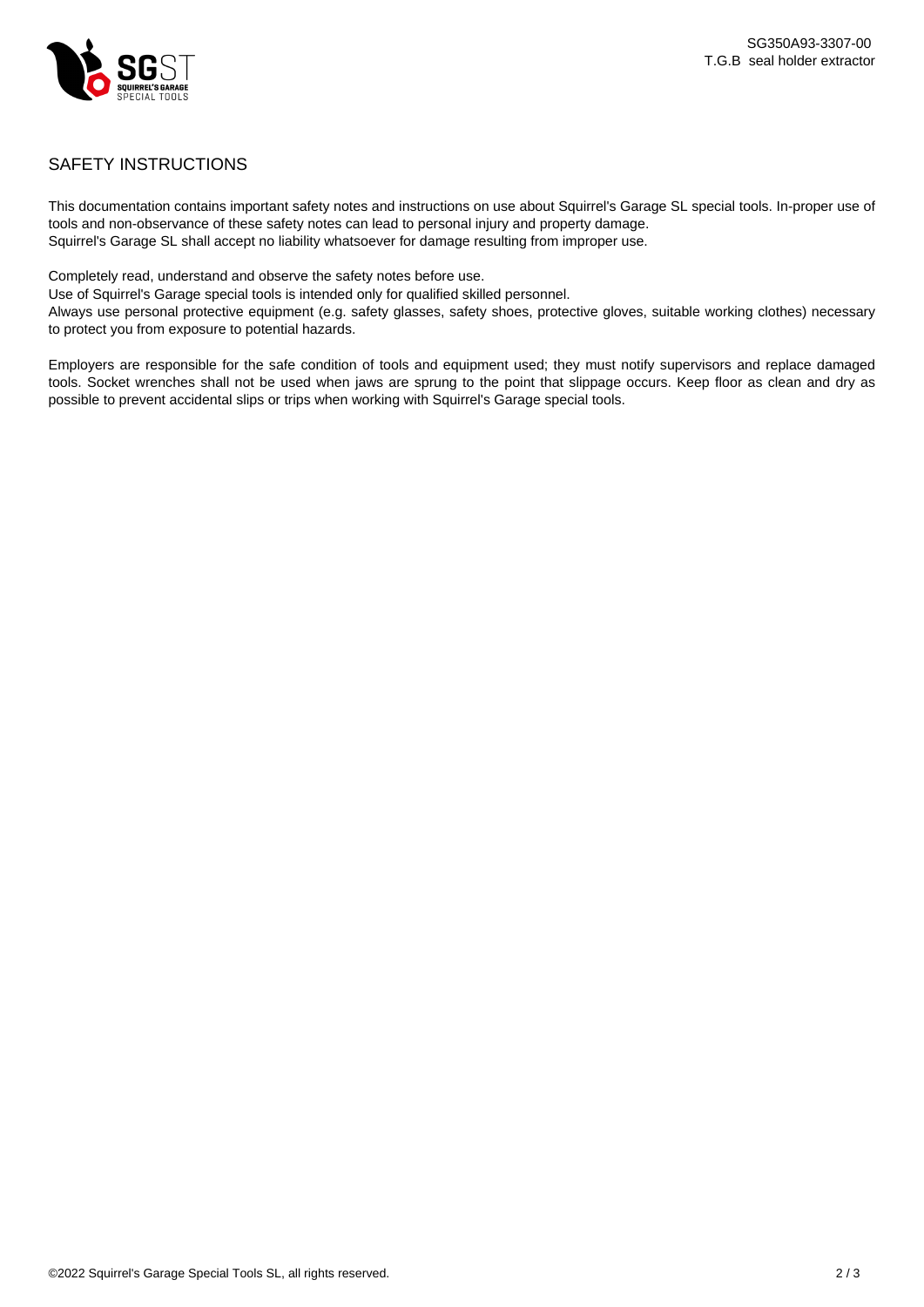## SAFETY INSTRUCTIONS

This documentation contains important safety notes and instructions on use about Squirrel's Garage SL special tools. In-proper use of tools and non-observance of these safety notes can lead to personal injury and property damage.
Squirrel's Garage SL shall accept no liability whatsoever for damage resulting from improper use.

Completely read, understand and observe the safety notes before use.
Use of Squirrel's Garage special tools is intended only for qualified skilled personnel.
Always use personal protective equipment (e.g. safety glasses, safety shoes, protective gloves, suitable working clothes) necessary to protect you from exposure to potential hazards.

Employers are responsible for the safe condition of tools and equipment used; they must notify supervisors and replace damaged tools. Socket wrenches shall not be used when jaws are sprung to the point that slippage occurs. Keep floor as clean and dry as possible to prevent accidental slips or trips when working with Squirrel's Garage special tools.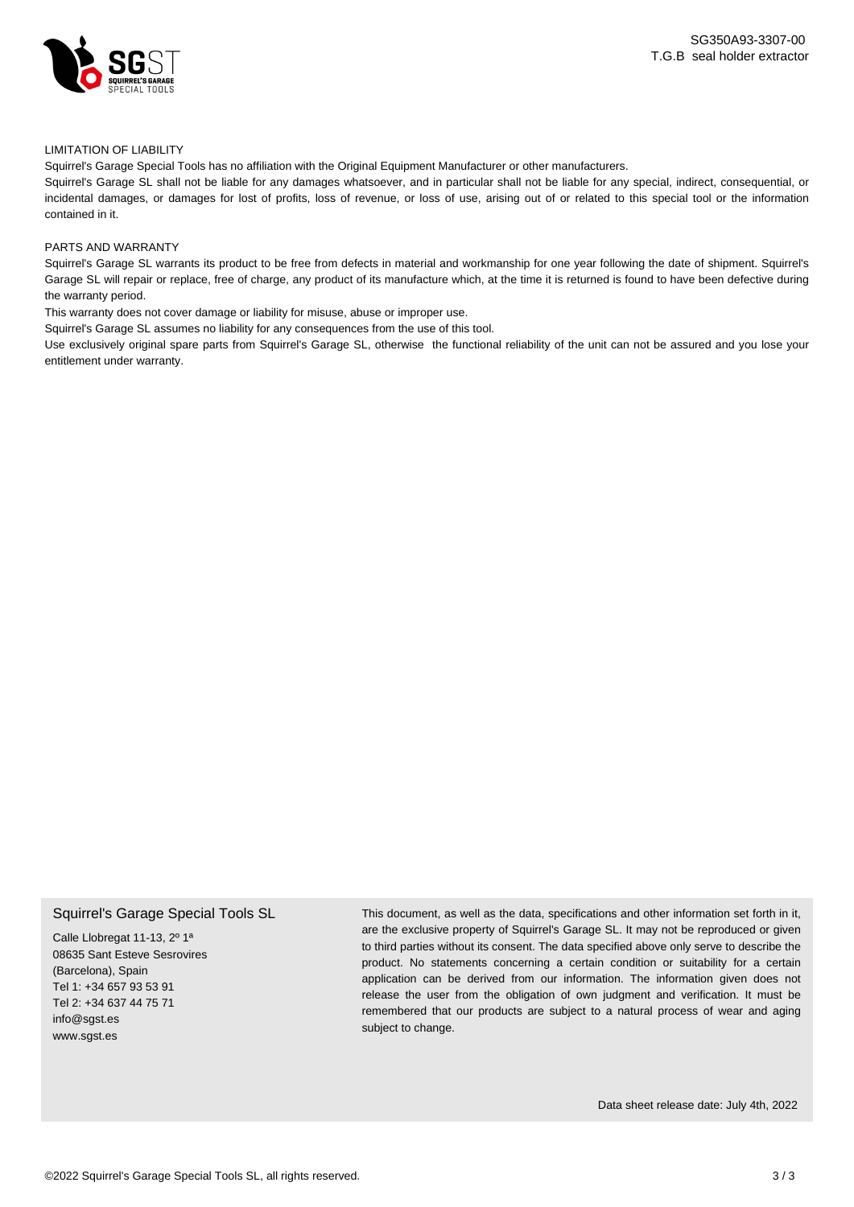## LIMITATION OF LIABILITY

Squirrel's Garage Special Tools has no affiliation with the Original Equipment Manufacturer or other manufacturers.

Squirrel's Garage SL shall not be liable for any damages whatsoever, and in particular shall not be liable for any special, indirect, consequential, or incidental damages, or damages for lost of profits, loss of revenue, or loss of use, arising out of or related to this special tool or the information contained in it.

## PARTS AND WARRANTY

Squirrel's Garage SL warrants its product to be free from defects in material and workmanship for one year following the date of shipment. Squirrel's Garage SL will repair or replace, free of charge, any product of its manufacture which, at the time it is returned is found to have been defective during the warranty period.

This warranty does not cover damage or liability for misuse, abuse or improper use.

Squirrel's Garage SL assumes no liability for any consequences from the use of this tool.

Use exclusively original spare parts from Squirrel's Garage SL, otherwise the functional reliability of the unit can not be assured and you lose your entitlement under warranty.

### Squirrel's Garage Special Tools SL

Calle Llobregat 11-13, 2º 1ª
08635 Sant Esteve Sesrovires
(Barcelona), Spain
Tel 1: +34 657 93 53 91
Tel 2: +34 637 44 75 71
info@sgst.es
www.sgst.es

This document, as well as the data, specifications and other information set forth in it, are the exclusive property of Squirrel's Garage SL. It may not be reproduced or given to third parties without its consent. The data specified above only serve to describe the product. No statements concerning a certain condition or suitability for a certain application can be derived from our information. The information given does not release the user from the obligation of own judgment and verification. It must be remembered that our products are subject to a natural process of wear and aging subject to change.

Data sheet release date: July 4th, 2022